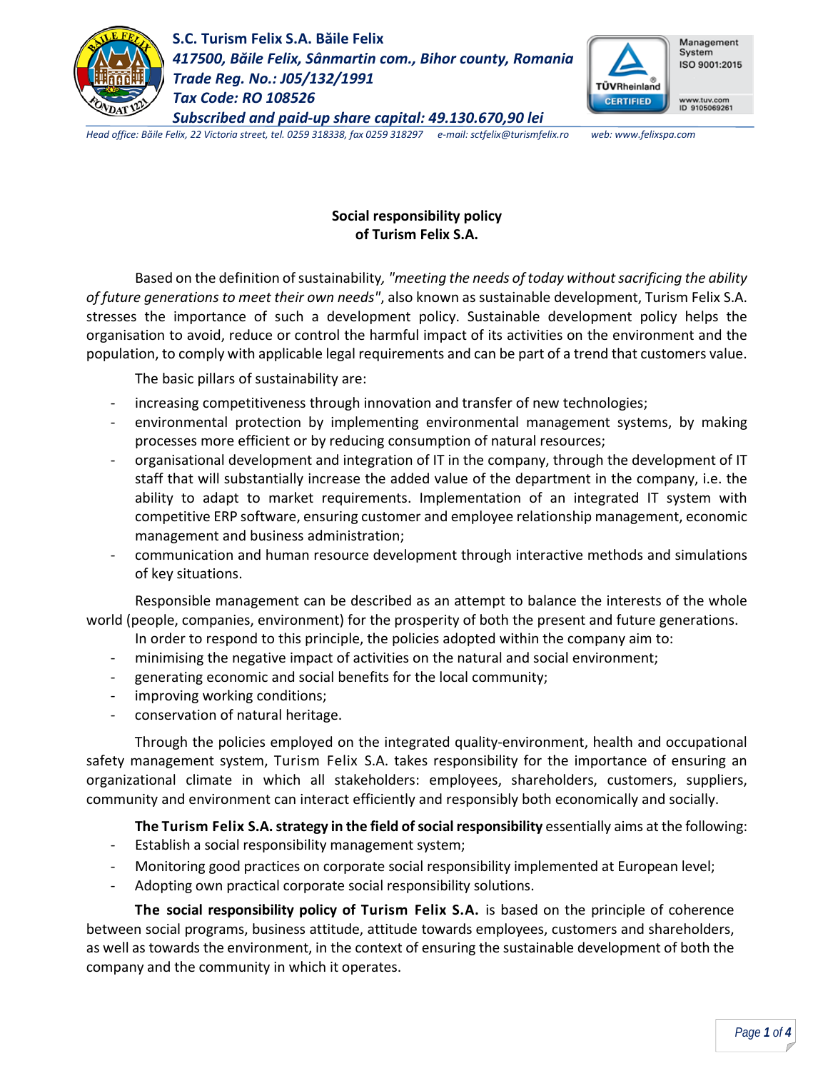**S.C. Turism Felix S.A. Băile Felix**
*417500, Băile Felix, Sânmartin com., Bihor county, Romania*
*Trade Reg. No.: J05/132/1991*
*Tax Code: RO 108526*
*Subscribed and paid-up share capital: 49.130.670,90 lei*

*Head office: Băile Felix, 22 Victoria street, tel. 0259 318338, fax 0259 318297 e-mail: sctfelix@turismfelix.ro web: www.felixspa.com*

# Social responsibility policy of Turism Felix S.A.

Based on the definition of sustainability*, "meeting the needs of today without sacrificing the ability of future generations to meet their own needs"*, also known as sustainable development, Turism Felix S.A. stresses the importance of such a development policy. Sustainable development policy helps the organisation to avoid, reduce or control the harmful impact of its activities on the environment and the population, to comply with applicable legal requirements and can be part of a trend that customers value.

The basic pillars of sustainability are:

- increasing competitiveness through innovation and transfer of new technologies;
- environmental protection by implementing environmental management systems, by making processes more efficient or by reducing consumption of natural resources;
- organisational development and integration of IT in the company, through the development of IT staff that will substantially increase the added value of the department in the company, i.e. the ability to adapt to market requirements. Implementation of an integrated IT system with competitive ERP software, ensuring customer and employee relationship management, economic management and business administration;
- communication and human resource development through interactive methods and simulations of key situations.

Responsible management can be described as an attempt to balance the interests of the whole world (people, companies, environment) for the prosperity of both the present and future generations.

In order to respond to this principle, the policies adopted within the company aim to:

- minimising the negative impact of activities on the natural and social environment;
- generating economic and social benefits for the local community;
- improving working conditions;
- conservation of natural heritage.

Through the policies employed on the integrated quality-environment, health and occupational safety management system, Turism Felix S.A. takes responsibility for the importance of ensuring an organizational climate in which all stakeholders: employees, shareholders, customers, suppliers, community and environment can interact efficiently and responsibly both economically and socially.

**The Turism Felix S.A. strategy in the field of social responsibility** essentially aims at the following:

- Establish a social responsibility management system;
- Monitoring good practices on corporate social responsibility implemented at European level;
- Adopting own practical corporate social responsibility solutions.

**The social responsibility policy of Turism Felix S.A.** is based on the principle of coherence between social programs, business attitude, attitude towards employees, customers and shareholders, as well as towards the environment, in the context of ensuring the sustainable development of both the company and the community in which it operates.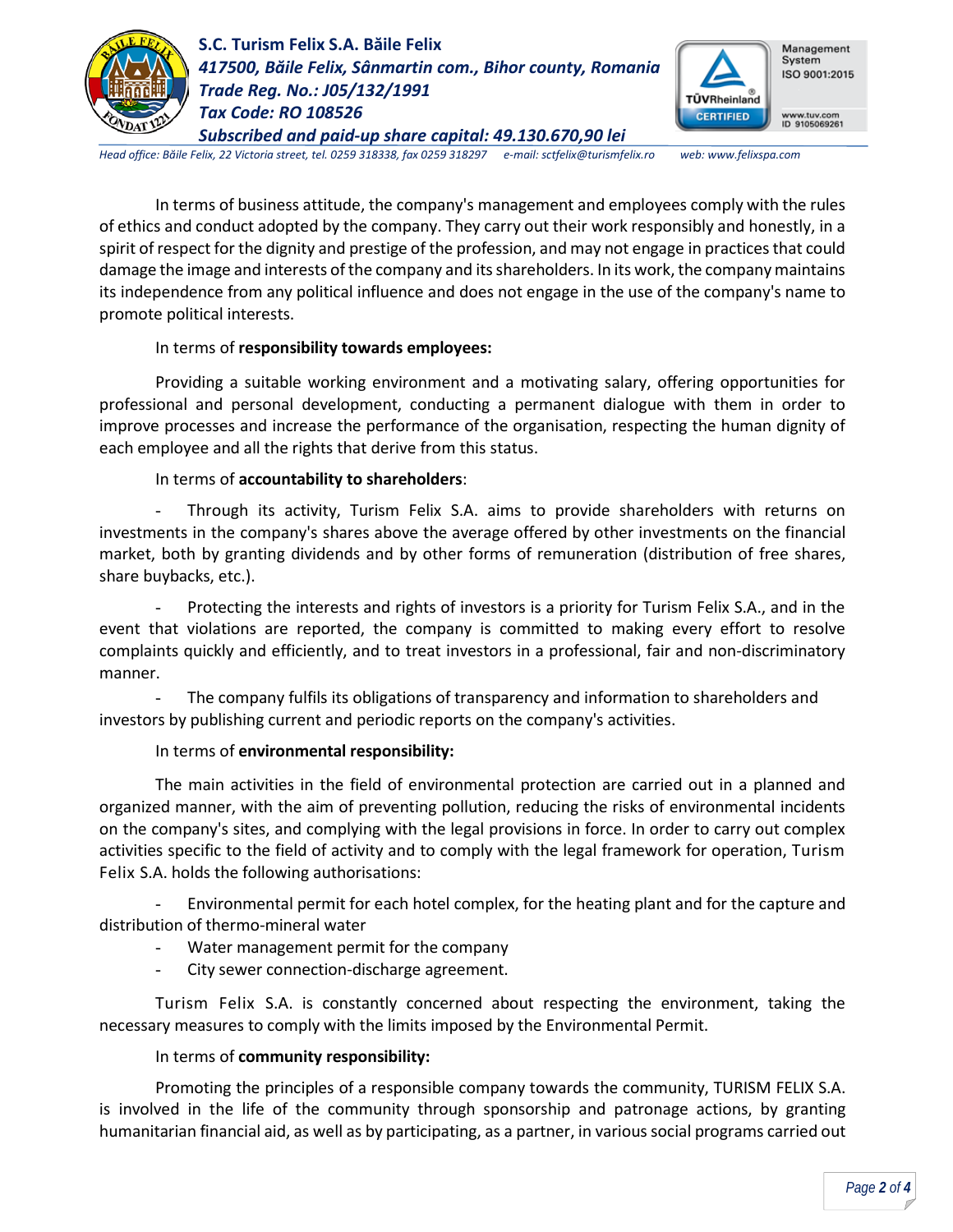In terms of business attitude, the company's management and employees comply with the rules of ethics and conduct adopted by the company. They carry out their work responsibly and honestly, in a spirit of respect for the dignity and prestige of the profession, and may not engage in practices that could damage the image and interests of the company and its shareholders. In its work, the company maintains its independence from any political influence and does not engage in the use of the company's name to promote political interests.

In terms of **responsibility towards employees:**

Providing a suitable working environment and a motivating salary, offering opportunities for professional and personal development, conducting a permanent dialogue with them in order to improve processes and increase the performance of the organisation, respecting the human dignity of each employee and all the rights that derive from this status.

In terms of **accountability to shareholders**:

- Through its activity, Turism Felix S.A. aims to provide shareholders with returns on investments in the company's shares above the average offered by other investments on the financial market, both by granting dividends and by other forms of remuneration (distribution of free shares, share buybacks, etc.).
- Protecting the interests and rights of investors is a priority for Turism Felix S.A., and in the event that violations are reported, the company is committed to making every effort to resolve complaints quickly and efficiently, and to treat investors in a professional, fair and non-discriminatory manner.
- The company fulfils its obligations of transparency and information to shareholders and investors by publishing current and periodic reports on the company's activities.

In terms of **environmental responsibility:**

The main activities in the field of environmental protection are carried out in a planned and organized manner, with the aim of preventing pollution, reducing the risks of environmental incidents on the company's sites, and complying with the legal provisions in force. In order to carry out complex activities specific to the field of activity and to comply with the legal framework for operation, Turism Felix S.A. holds the following authorisations:

- Environmental permit for each hotel complex, for the heating plant and for the capture and distribution of thermo-mineral water
- Water management permit for the company
- City sewer connection-discharge agreement.

Turism Felix S.A. is constantly concerned about respecting the environment, taking the necessary measures to comply with the limits imposed by the Environmental Permit.

In terms of **community responsibility:**

Promoting the principles of a responsible company towards the community, TURISM FELIX S.A. is involved in the life of the community through sponsorship and patronage actions, by granting humanitarian financial aid, as well as by participating, as a partner, in various social programs carried out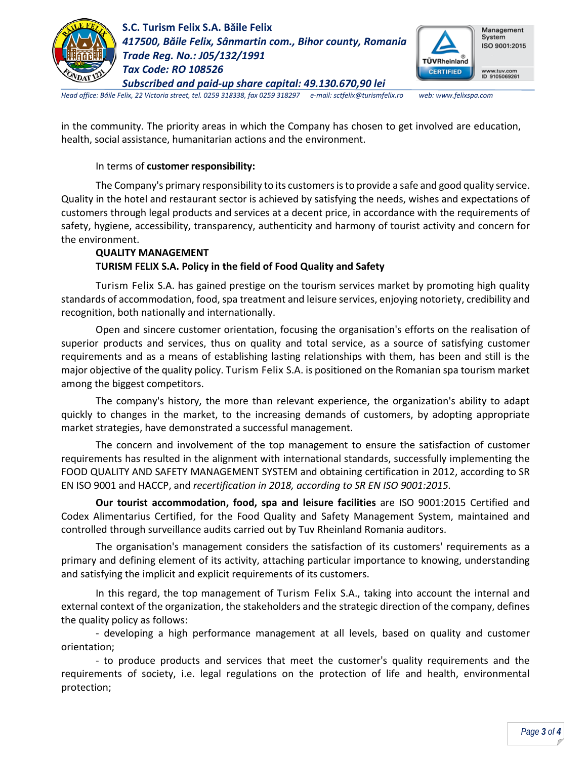in the community. The priority areas in which the Company has chosen to get involved are education, health, social assistance, humanitarian actions and the environment.

In terms of **customer responsibility:**

The Company's primary responsibility to its customers is to provide a safe and good quality service. Quality in the hotel and restaurant sector is achieved by satisfying the needs, wishes and expectations of customers through legal products and services at a decent price, in accordance with the requirements of safety, hygiene, accessibility, transparency, authenticity and harmony of tourist activity and concern for the environment.

**QUALITY MANAGEMENT**

**TURISM FELIX S.A. Policy in the field of Food Quality and Safety**

Turism Felix S.A. has gained prestige on the tourism services market by promoting high quality standards of accommodation, food, spa treatment and leisure services, enjoying notoriety, credibility and recognition, both nationally and internationally.

Open and sincere customer orientation, focusing the organisation's efforts on the realisation of superior products and services, thus on quality and total service, as a source of satisfying customer requirements and as a means of establishing lasting relationships with them, has been and still is the major objective of the quality policy. Turism Felix S.A. is positioned on the Romanian spa tourism market among the biggest competitors.

The company's history, the more than relevant experience, the organization's ability to adapt quickly to changes in the market, to the increasing demands of customers, by adopting appropriate market strategies, have demonstrated a successful management.

The concern and involvement of the top management to ensure the satisfaction of customer requirements has resulted in the alignment with international standards, successfully implementing the FOOD QUALITY AND SAFETY MANAGEMENT SYSTEM and obtaining certification in 2012, according to SR EN ISO 9001 and HACCP, and *recertification in 2018, according to SR EN ISO 9001:2015.*

**Our tourist accommodation, food, spa and leisure facilities** are ISO 9001:2015 Certified and Codex Alimentarius Certified, for the Food Quality and Safety Management System, maintained and controlled through surveillance audits carried out by Tuv Rheinland Romania auditors.

The organisation's management considers the satisfaction of its customers' requirements as a primary and defining element of its activity, attaching particular importance to knowing, understanding and satisfying the implicit and explicit requirements of its customers.

In this regard, the top management of Turism Felix S.A., taking into account the internal and external context of the organization, the stakeholders and the strategic direction of the company, defines the quality policy as follows:

- developing a high performance management at all levels, based on quality and customer orientation;
- to produce products and services that meet the customer's quality requirements and the requirements of society, i.e. legal regulations on the protection of life and health, environmental protection;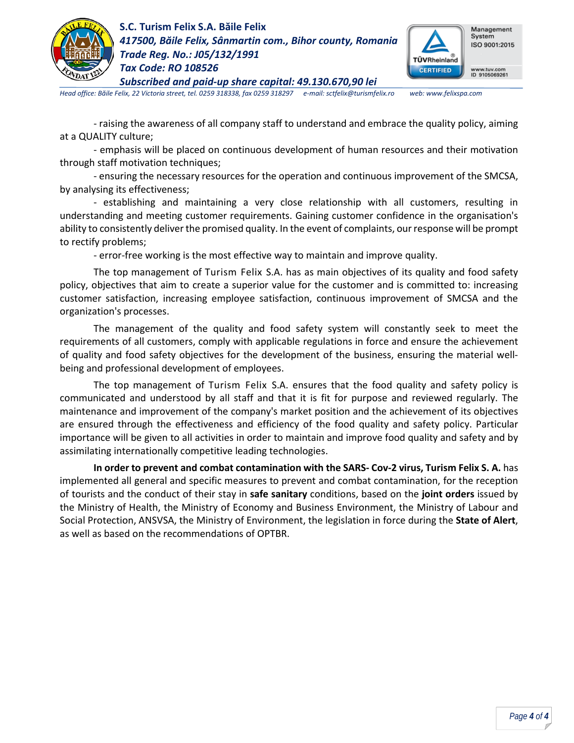- raising the awareness of all company staff to understand and embrace the quality policy, aiming at a QUALITY culture;

- emphasis will be placed on continuous development of human resources and their motivation through staff motivation techniques;

- ensuring the necessary resources for the operation and continuous improvement of the SMCSA, by analysing its effectiveness;

- establishing and maintaining a very close relationship with all customers, resulting in understanding and meeting customer requirements. Gaining customer confidence in the organisation's ability to consistently deliver the promised quality. In the event of complaints, our response will be prompt to rectify problems;

- error-free working is the most effective way to maintain and improve quality.

The top management of Turism Felix S.A. has as main objectives of its quality and food safety policy, objectives that aim to create a superior value for the customer and is committed to: increasing customer satisfaction, increasing employee satisfaction, continuous improvement of SMCSA and the organization's processes.

The management of the quality and food safety system will constantly seek to meet the requirements of all customers, comply with applicable regulations in force and ensure the achievement of quality and food safety objectives for the development of the business, ensuring the material well-being and professional development of employees.

The top management of Turism Felix S.A. ensures that the food quality and safety policy is communicated and understood by all staff and that it is fit for purpose and reviewed regularly. The maintenance and improvement of the company's market position and the achievement of its objectives are ensured through the effectiveness and efficiency of the food quality and safety policy. Particular importance will be given to all activities in order to maintain and improve food quality and safety and by assimilating internationally competitive leading technologies.

**In order to prevent and combat contamination with the SARS- Cov-2 virus, Turism Felix S. A.** has implemented all general and specific measures to prevent and combat contamination, for the reception of tourists and the conduct of their stay in **safe sanitary** conditions, based on the **joint orders** issued by the Ministry of Health, the Ministry of Economy and Business Environment, the Ministry of Labour and Social Protection, ANSVSA, the Ministry of Environment, the legislation in force during the **State of Alert**, as well as based on the recommendations of OPTBR.